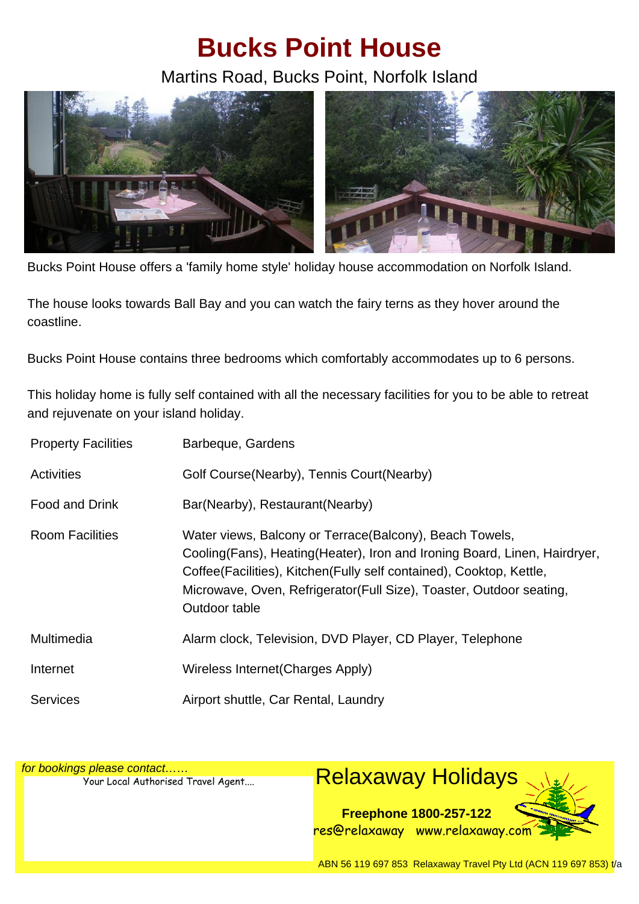# Bucks Point House

Martins Road, Bucks Point, Norfolk Island

Bucks Point House offers a 'family home style' holiday house accommodation on Norfolk Island.

The house looks towards Ball Bay and you can watch the fairy terns as they hover around the coastline.

Bucks Point House contains three bedrooms which comfortably accommodates up to 6 persons.

This holiday home is fully self contained with all the necessary facilities for you to be able to retreat and rejuvenate on your island holiday.

| | |
|---|---|
| Property Facilities | Barbeque, Gardens |
| Activities | Golf Course(Nearby), Tennis Court(Nearby) |
| Food and Drink | Bar(Nearby), Restaurant(Nearby) |
| Room Facilities | Water views, Balcony or Terrace(Balcony), Beach Towels, Cooling(Fans), Heating(Heater), Iron and Ironing Board, Linen, Hairdryer, Coffee(Facilities), Kitchen(Fully self contained), Cooktop, Kettle, Microwave, Oven, Refrigerator(Full Size), Toaster, Outdoor seating, Outdoor table |
| Multimedia | Alarm clock, Television, DVD Player, CD Player, Telephone |
| Internet | Wireless Internet(Charges Apply) |
| Services | Airport shuttle, Car Rental, Laundry |

*for bookings please contact……*

Your Local Authorised Travel Agent....

Relaxaway Holidays

**Freephone 1800-257-122**

res@relaxaway www.relaxaway.com

ABN 56 119 697 853 Relaxaway Travel Pty Ltd (ACN 119 697 853) t/a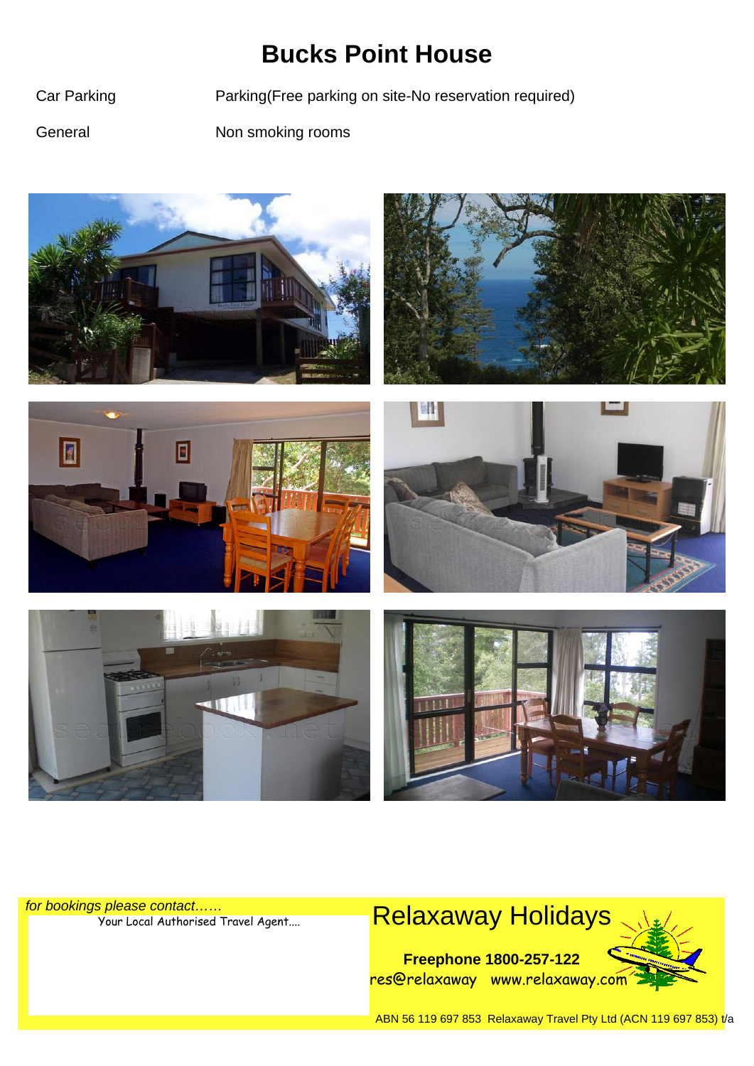# Bucks Point House

| Car Parking | Parking(Free parking on site-No reservation required) |
| --- | --- |
| General | Non smoking rooms |

*for bookings please contact……*

Your Local Authorised Travel Agent….

Relaxaway Holidays

**Freephone 1800-257-122**

res@relaxaway www.relaxaway.com

ABN 56 119 697 853 Relaxaway Travel Pty Ltd (ACN 119 697 853) t/a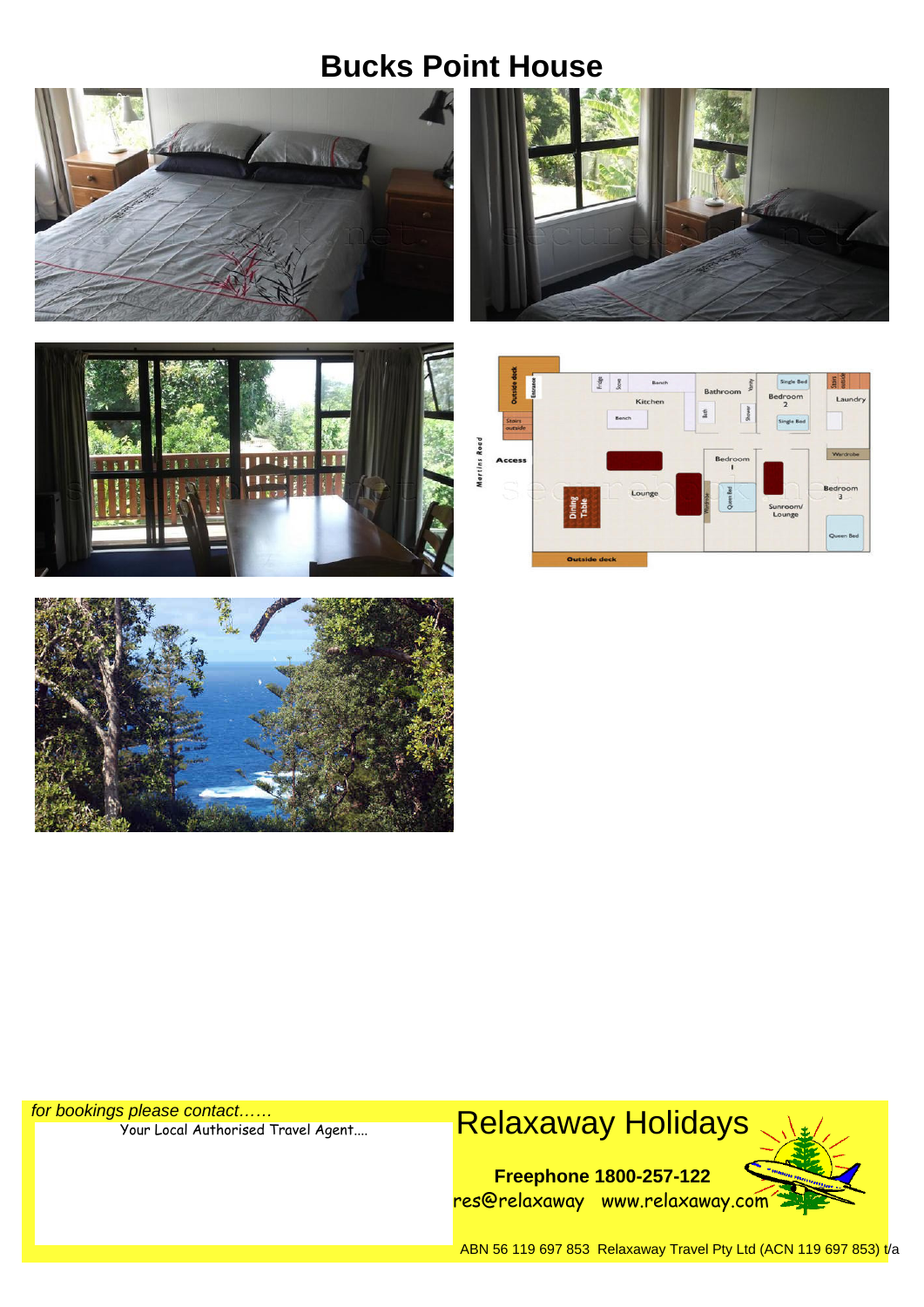# Bucks Point House

*for bookings please contact……*

Your Local Authorised Travel Agent....

Relaxaway Holidays

**Freephone 1800-257-122**

res@relaxaway www.relaxaway.com

ABN 56 119 697 853 Relaxaway Travel Pty Ltd (ACN 119 697 853) t/a